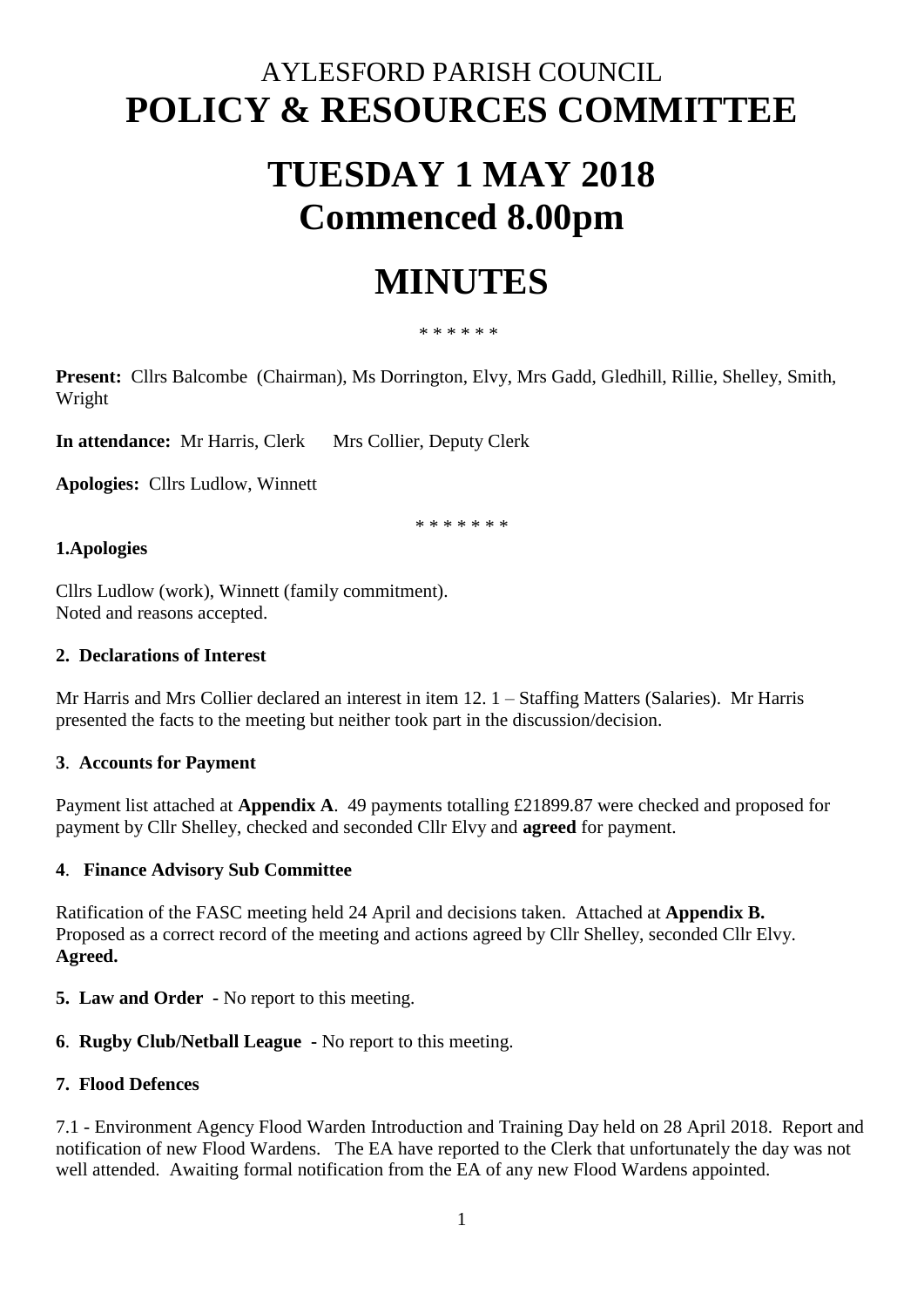# AYLESFORD PARISH COUNCIL

# POLICY & RESOURCES COMMITTEE

# TUESDAY 1 MAY 2018
# Commenced 8.00pm

# MINUTES

\* \* \* \* \* \*

**Present:** Cllrs Balcombe (Chairman), Ms Dorrington, Elvy, Mrs Gadd, Gledhill, Rillie, Shelley, Smith, Wright

**In attendance:** Mr Harris, Clerk    Mrs Collier, Deputy Clerk

**Apologies:** Cllrs Ludlow, Winnett

\* \* \* \* \* \* \*

**1.Apologies**

Cllrs Ludlow (work), Winnett (family commitment).
Noted and reasons accepted.

**2. Declarations of Interest**

Mr Harris and Mrs Collier declared an interest in item 12. 1 – Staffing Matters (Salaries). Mr Harris presented the facts to the meeting but neither took part in the discussion/decision.

**3**. **Accounts for Payment**

Payment list attached at **Appendix A**. 49 payments totalling £21899.87 were checked and proposed for payment by Cllr Shelley, checked and seconded Cllr Elvy and **agreed** for payment.

**4**. **Finance Advisory Sub Committee**

Ratification of the FASC meeting held 24 April and decisions taken. Attached at **Appendix B.**
Proposed as a correct record of the meeting and actions agreed by Cllr Shelley, seconded Cllr Elvy.
**Agreed.**

**5. Law and Order** - No report to this meeting.

**6**. **Rugby Club/Netball League** - No report to this meeting.

**7. Flood Defences**

7.1 - Environment Agency Flood Warden Introduction and Training Day held on 28 April 2018. Report and notification of new Flood Wardens. The EA have reported to the Clerk that unfortunately the day was not well attended. Awaiting formal notification from the EA of any new Flood Wardens appointed.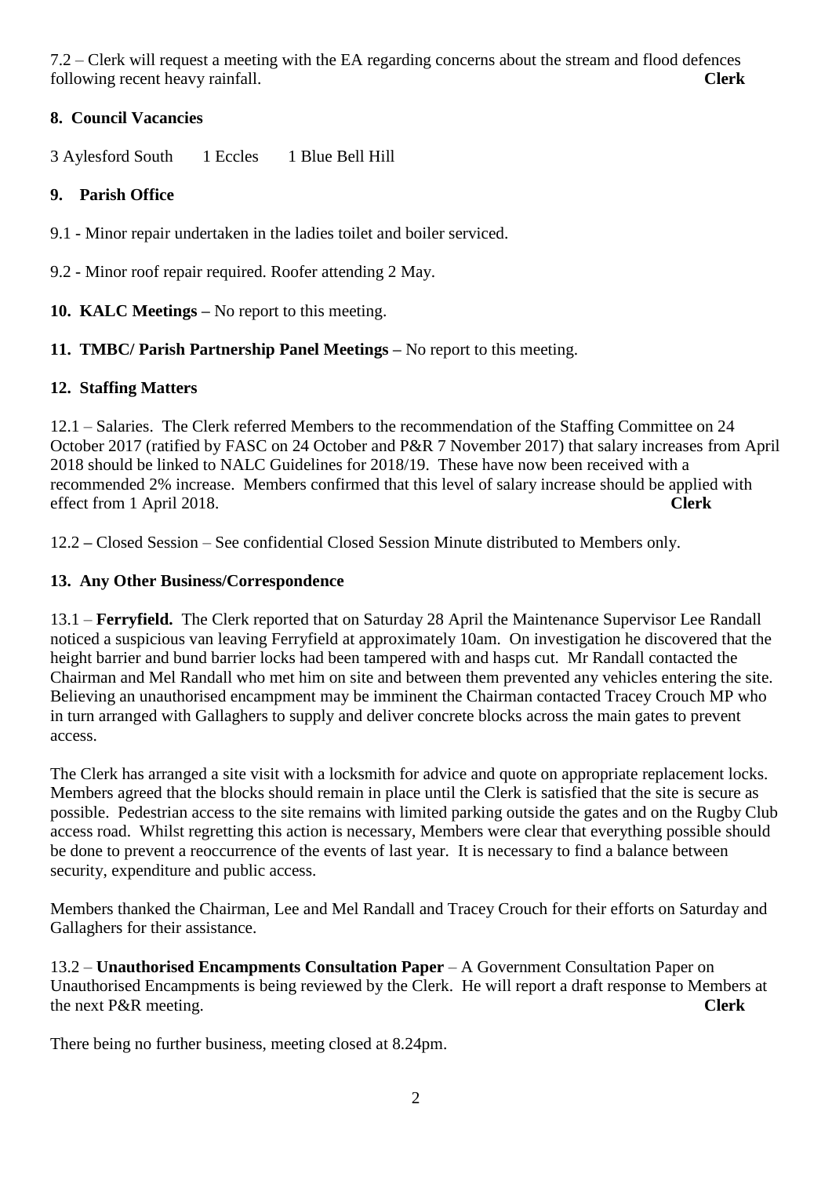7.2 – Clerk will request a meeting with the EA regarding concerns about the stream and flood defences following recent heavy rainfall. **Clerk**

**8. Council Vacancies**

3 Aylesford South  1 Eccles  1 Blue Bell Hill

**9. Parish Office**

9.1 - Minor repair undertaken in the ladies toilet and boiler serviced.

9.2 - Minor roof repair required. Roofer attending 2 May.

**10. KALC Meetings** – No report to this meeting.

**11. TMBC/ Parish Partnership Panel Meetings** – No report to this meeting.

**12. Staffing Matters**

12.1 – Salaries. The Clerk referred Members to the recommendation of the Staffing Committee on 24 October 2017 (ratified by FASC on 24 October and P&R 7 November 2017) that salary increases from April 2018 should be linked to NALC Guidelines for 2018/19. These have now been received with a recommended 2% increase. Members confirmed that this level of salary increase should be applied with effect from 1 April 2018. **Clerk**

12.2 – Closed Session – See confidential Closed Session Minute distributed to Members only.

**13. Any Other Business/Correspondence**

13.1 – **Ferryfield.** The Clerk reported that on Saturday 28 April the Maintenance Supervisor Lee Randall noticed a suspicious van leaving Ferryfield at approximately 10am. On investigation he discovered that the height barrier and bund barrier locks had been tampered with and hasps cut. Mr Randall contacted the Chairman and Mel Randall who met him on site and between them prevented any vehicles entering the site. Believing an unauthorised encampment may be imminent the Chairman contacted Tracey Crouch MP who in turn arranged with Gallaghers to supply and deliver concrete blocks across the main gates to prevent access.

The Clerk has arranged a site visit with a locksmith for advice and quote on appropriate replacement locks. Members agreed that the blocks should remain in place until the Clerk is satisfied that the site is secure as possible. Pedestrian access to the site remains with limited parking outside the gates and on the Rugby Club access road. Whilst regretting this action is necessary, Members were clear that everything possible should be done to prevent a reoccurrence of the events of last year. It is necessary to find a balance between security, expenditure and public access.

Members thanked the Chairman, Lee and Mel Randall and Tracey Crouch for their efforts on Saturday and Gallaghers for their assistance.

13.2 – **Unauthorised Encampments Consultation Paper** – A Government Consultation Paper on Unauthorised Encampments is being reviewed by the Clerk. He will report a draft response to Members at the next P&R meeting. **Clerk**

There being no further business, meeting closed at 8.24pm.